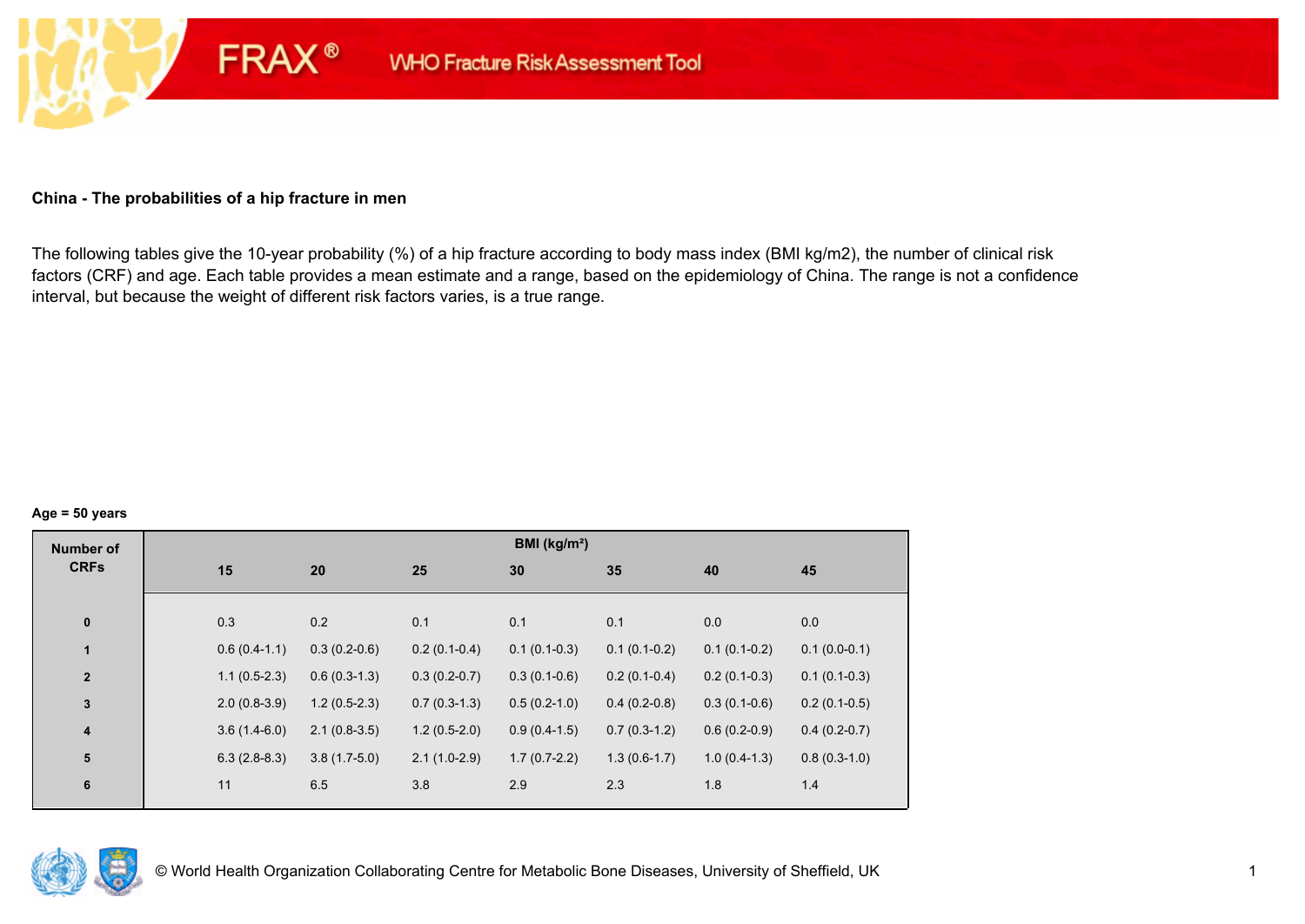FRAX® WHO Fracture Risk Assessment Tool

**China - The probabilities of a hip fracture in men**

The following tables give the 10-year probability (%) of a hip fracture according to body mass index (BMI kg/m2), the number of clinical risk factors (CRF) and age. Each table provides a mean estimate and a range, based on the epidemiology of China. The range is not a confidence interval, but because the weight of different risk factors varies, is a true range.

**Age = 50 years**

| Number of CRFs | BMI (kg/m²) | | | | | | |
|---|---|---|---|---|---|---|---|
| | 15 | 20 | 25 | 30 | 35 | 40 | 45 |
| 0 | 0.3 | 0.2 | 0.1 | 0.1 | 0.1 | 0.0 | 0.0 |
| 1 | 0.6 (0.4-1.1) | 0.3 (0.2-0.6) | 0.2 (0.1-0.4) | 0.1 (0.1-0.3) | 0.1 (0.1-0.2) | 0.1 (0.1-0.2) | 0.1 (0.0-0.1) |
| 2 | 1.1 (0.5-2.3) | 0.6 (0.3-1.3) | 0.3 (0.2-0.7) | 0.3 (0.1-0.6) | 0.2 (0.1-0.4) | 0.2 (0.1-0.3) | 0.1 (0.1-0.3) |
| 3 | 2.0 (0.8-3.9) | 1.2 (0.5-2.3) | 0.7 (0.3-1.3) | 0.5 (0.2-1.0) | 0.4 (0.2-0.8) | 0.3 (0.1-0.6) | 0.2 (0.1-0.5) |
| 4 | 3.6 (1.4-6.0) | 2.1 (0.8-3.5) | 1.2 (0.5-2.0) | 0.9 (0.4-1.5) | 0.7 (0.3-1.2) | 0.6 (0.2-0.9) | 0.4 (0.2-0.7) |
| 5 | 6.3 (2.8-8.3) | 3.8 (1.7-5.0) | 2.1 (1.0-2.9) | 1.7 (0.7-2.2) | 1.3 (0.6-1.7) | 1.0 (0.4-1.3) | 0.8 (0.3-1.0) |
| 6 | 11 | 6.5 | 3.8 | 2.9 | 2.3 | 1.8 | 1.4 |

© World Health Organization Collaborating Centre for Metabolic Bone Diseases, University of Sheffield, UK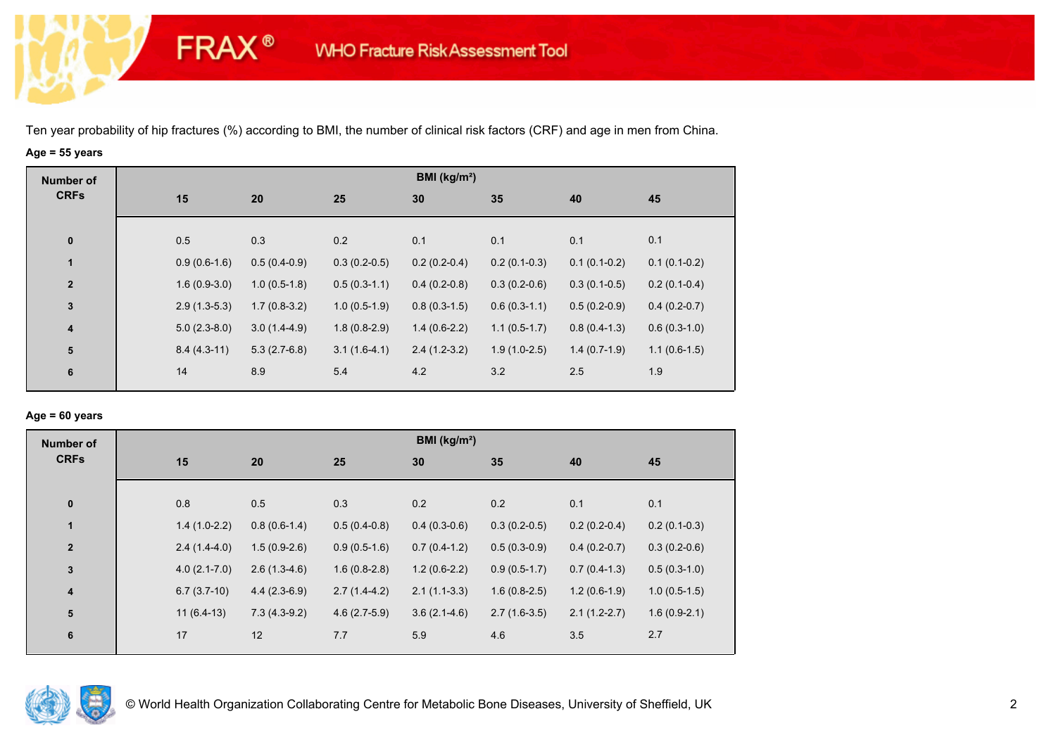Ten year probability of hip fractures (%) according to BMI, the number of clinical risk factors (CRF) and age in men from China.

**Age = 55 years**

| Number of CRFs | BMI (kg/m²) | | | | | | |
|---|---|---|---|---|---|---|---|
| | 15 | 20 | 25 | 30 | 35 | 40 | 45 |
| 0 | 0.5 | 0.3 | 0.2 | 0.1 | 0.1 | 0.1 | 0.1 |
| 1 | 0.9 (0.6-1.6) | 0.5 (0.4-0.9) | 0.3 (0.2-0.5) | 0.2 (0.2-0.4) | 0.2 (0.1-0.3) | 0.1 (0.1-0.2) | 0.1 (0.1-0.2) |
| 2 | 1.6 (0.9-3.0) | 1.0 (0.5-1.8) | 0.5 (0.3-1.1) | 0.4 (0.2-0.8) | 0.3 (0.2-0.6) | 0.3 (0.1-0.5) | 0.2 (0.1-0.4) |
| 3 | 2.9 (1.3-5.3) | 1.7 (0.8-3.2) | 1.0 (0.5-1.9) | 0.8 (0.3-1.5) | 0.6 (0.3-1.1) | 0.5 (0.2-0.9) | 0.4 (0.2-0.7) |
| 4 | 5.0 (2.3-8.0) | 3.0 (1.4-4.9) | 1.8 (0.8-2.9) | 1.4 (0.6-2.2) | 1.1 (0.5-1.7) | 0.8 (0.4-1.3) | 0.6 (0.3-1.0) |
| 5 | 8.4 (4.3-11) | 5.3 (2.7-6.8) | 3.1 (1.6-4.1) | 2.4 (1.2-3.2) | 1.9 (1.0-2.5) | 1.4 (0.7-1.9) | 1.1 (0.6-1.5) |
| 6 | 14 | 8.9 | 5.4 | 4.2 | 3.2 | 2.5 | 1.9 |

**Age = 60 years**

| Number of CRFs | BMI (kg/m²) | | | | | | |
|---|---|---|---|---|---|---|---|
| | 15 | 20 | 25 | 30 | 35 | 40 | 45 |
| 0 | 0.8 | 0.5 | 0.3 | 0.2 | 0.2 | 0.1 | 0.1 |
| 1 | 1.4 (1.0-2.2) | 0.8 (0.6-1.4) | 0.5 (0.4-0.8) | 0.4 (0.3-0.6) | 0.3 (0.2-0.5) | 0.2 (0.2-0.4) | 0.2 (0.1-0.3) |
| 2 | 2.4 (1.4-4.0) | 1.5 (0.9-2.6) | 0.9 (0.5-1.6) | 0.7 (0.4-1.2) | 0.5 (0.3-0.9) | 0.4 (0.2-0.7) | 0.3 (0.2-0.6) |
| 3 | 4.0 (2.1-7.0) | 2.6 (1.3-4.6) | 1.6 (0.8-2.8) | 1.2 (0.6-2.2) | 0.9 (0.5-1.7) | 0.7 (0.4-1.3) | 0.5 (0.3-1.0) |
| 4 | 6.7 (3.7-10) | 4.4 (2.3-6.9) | 2.7 (1.4-4.2) | 2.1 (1.1-3.3) | 1.6 (0.8-2.5) | 1.2 (0.6-1.9) | 1.0 (0.5-1.5) |
| 5 | 11 (6.4-13) | 7.3 (4.3-9.2) | 4.6 (2.7-5.9) | 3.6 (2.1-4.6) | 2.7 (1.6-3.5) | 2.1 (1.2-2.7) | 1.6 (0.9-2.1) |
| 6 | 17 | 12 | 7.7 | 5.9 | 4.6 | 3.5 | 2.7 |

© World Health Organization Collaborating Centre for Metabolic Bone Diseases, University of Sheffield, UK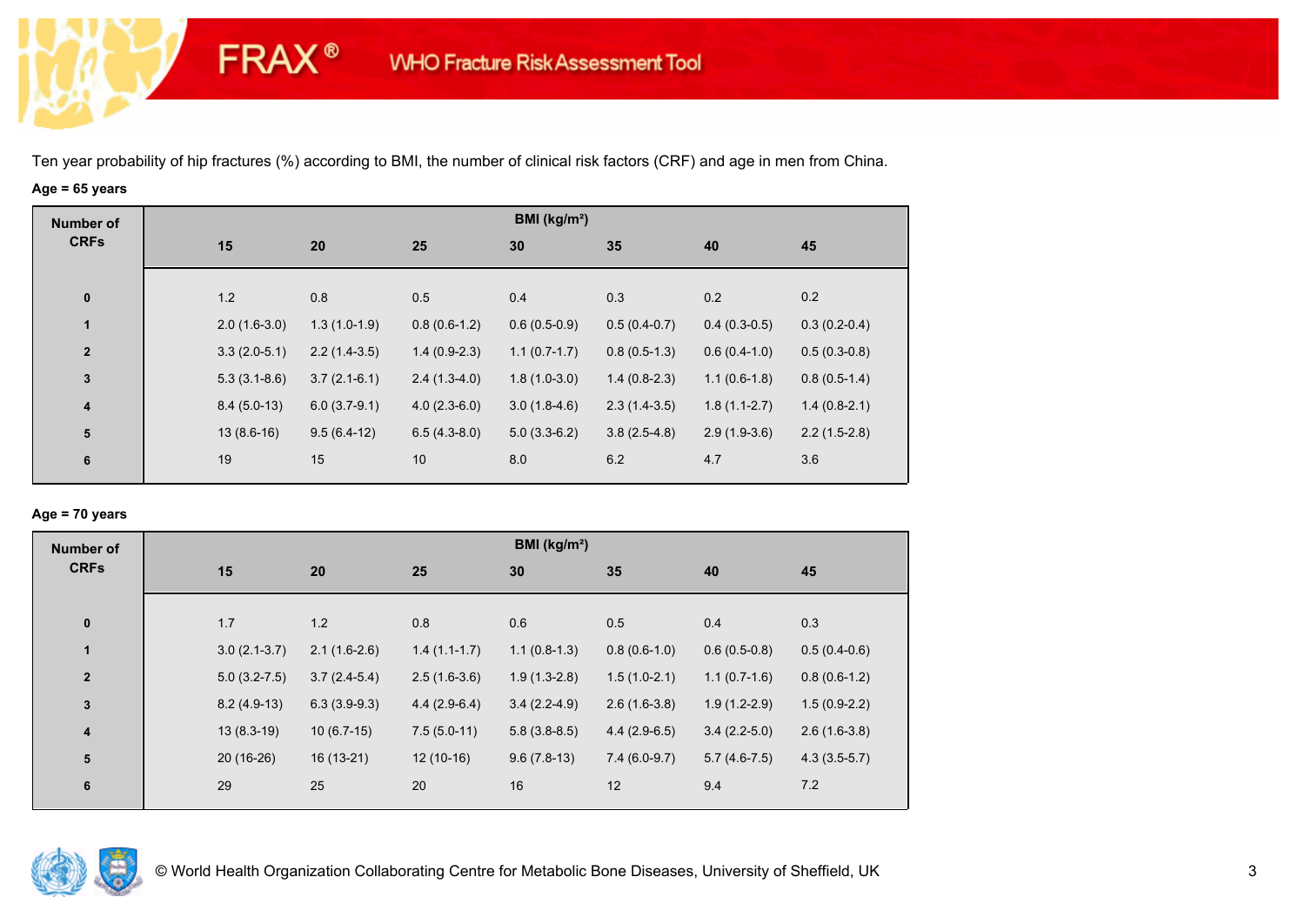Ten year probability of hip fractures (%) according to BMI, the number of clinical risk factors (CRF) and age in men from China.

**Age = 65 years**

| Number of CRFs | BMI (kg/m²) | | | | | | |
|---|---|---|---|---|---|---|---|
| | **15** | **20** | **25** | **30** | **35** | **40** | **45** |
| **0** | 1.2 | 0.8 | 0.5 | 0.4 | 0.3 | 0.2 | 0.2 |
| **1** | 2.0 (1.6-3.0) | 1.3 (1.0-1.9) | 0.8 (0.6-1.2) | 0.6 (0.5-0.9) | 0.5 (0.4-0.7) | 0.4 (0.3-0.5) | 0.3 (0.2-0.4) |
| **2** | 3.3 (2.0-5.1) | 2.2 (1.4-3.5) | 1.4 (0.9-2.3) | 1.1 (0.7-1.7) | 0.8 (0.5-1.3) | 0.6 (0.4-1.0) | 0.5 (0.3-0.8) |
| **3** | 5.3 (3.1-8.6) | 3.7 (2.1-6.1) | 2.4 (1.3-4.0) | 1.8 (1.0-3.0) | 1.4 (0.8-2.3) | 1.1 (0.6-1.8) | 0.8 (0.5-1.4) |
| **4** | 8.4 (5.0-13) | 6.0 (3.7-9.1) | 4.0 (2.3-6.0) | 3.0 (1.8-4.6) | 2.3 (1.4-3.5) | 1.8 (1.1-2.7) | 1.4 (0.8-2.1) |
| **5** | 13 (8.6-16) | 9.5 (6.4-12) | 6.5 (4.3-8.0) | 5.0 (3.3-6.2) | 3.8 (2.5-4.8) | 2.9 (1.9-3.6) | 2.2 (1.5-2.8) |
| **6** | 19 | 15 | 10 | 8.0 | 6.2 | 4.7 | 3.6 |

**Age = 70 years**

| Number of CRFs | BMI (kg/m²) | | | | | | |
|---|---|---|---|---|---|---|---|
| | **15** | **20** | **25** | **30** | **35** | **40** | **45** |
| **0** | 1.7 | 1.2 | 0.8 | 0.6 | 0.5 | 0.4 | 0.3 |
| **1** | 3.0 (2.1-3.7) | 2.1 (1.6-2.6) | 1.4 (1.1-1.7) | 1.1 (0.8-1.3) | 0.8 (0.6-1.0) | 0.6 (0.5-0.8) | 0.5 (0.4-0.6) |
| **2** | 5.0 (3.2-7.5) | 3.7 (2.4-5.4) | 2.5 (1.6-3.6) | 1.9 (1.3-2.8) | 1.5 (1.0-2.1) | 1.1 (0.7-1.6) | 0.8 (0.6-1.2) |
| **3** | 8.2 (4.9-13) | 6.3 (3.9-9.3) | 4.4 (2.9-6.4) | 3.4 (2.2-4.9) | 2.6 (1.6-3.8) | 1.9 (1.2-2.9) | 1.5 (0.9-2.2) |
| **4** | 13 (8.3-19) | 10 (6.7-15) | 7.5 (5.0-11) | 5.8 (3.8-8.5) | 4.4 (2.9-6.5) | 3.4 (2.2-5.0) | 2.6 (1.6-3.8) |
| **5** | 20 (16-26) | 16 (13-21) | 12 (10-16) | 9.6 (7.8-13) | 7.4 (6.0-9.7) | 5.7 (4.6-7.5) | 4.3 (3.5-5.7) |
| **6** | 29 | 25 | 20 | 16 | 12 | 9.4 | 7.2 |

© World Health Organization Collaborating Centre for Metabolic Bone Diseases, University of Sheffield, UK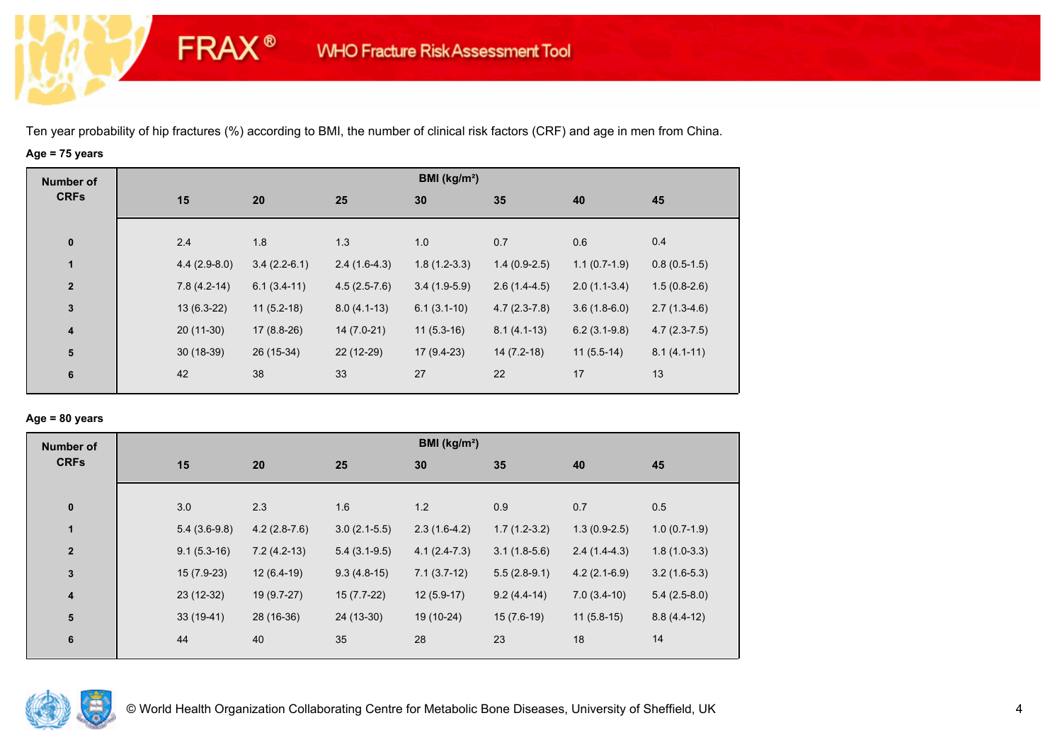FRAX® WHO Fracture Risk Assessment Tool

Ten year probability of hip fractures (%) according to BMI, the number of clinical risk factors (CRF) and age in men from China.

**Age = 75 years**

| Number of CRFs | BMI (kg/m²) | | | | | | |
|---|---|---|---|---|---|---|---|
| | 15 | 20 | 25 | 30 | 35 | 40 | 45 |
| 0 | 2.4 | 1.8 | 1.3 | 1.0 | 0.7 | 0.6 | 0.4 |
| 1 | 4.4 (2.9-8.0) | 3.4 (2.2-6.1) | 2.4 (1.6-4.3) | 1.8 (1.2-3.3) | 1.4 (0.9-2.5) | 1.1 (0.7-1.9) | 0.8 (0.5-1.5) |
| 2 | 7.8 (4.2-14) | 6.1 (3.4-11) | 4.5 (2.5-7.6) | 3.4 (1.9-5.9) | 2.6 (1.4-4.5) | 2.0 (1.1-3.4) | 1.5 (0.8-2.6) |
| 3 | 13 (6.3-22) | 11 (5.2-18) | 8.0 (4.1-13) | 6.1 (3.1-10) | 4.7 (2.3-7.8) | 3.6 (1.8-6.0) | 2.7 (1.3-4.6) |
| 4 | 20 (11-30) | 17 (8.8-26) | 14 (7.0-21) | 11 (5.3-16) | 8.1 (4.1-13) | 6.2 (3.1-9.8) | 4.7 (2.3-7.5) |
| 5 | 30 (18-39) | 26 (15-34) | 22 (12-29) | 17 (9.4-23) | 14 (7.2-18) | 11 (5.5-14) | 8.1 (4.1-11) |
| 6 | 42 | 38 | 33 | 27 | 22 | 17 | 13 |

**Age = 80 years**

| Number of CRFs | BMI (kg/m²) | | | | | | |
|---|---|---|---|---|---|---|---|
| | 15 | 20 | 25 | 30 | 35 | 40 | 45 |
| 0 | 3.0 | 2.3 | 1.6 | 1.2 | 0.9 | 0.7 | 0.5 |
| 1 | 5.4 (3.6-9.8) | 4.2 (2.8-7.6) | 3.0 (2.1-5.5) | 2.3 (1.6-4.2) | 1.7 (1.2-3.2) | 1.3 (0.9-2.5) | 1.0 (0.7-1.9) |
| 2 | 9.1 (5.3-16) | 7.2 (4.2-13) | 5.4 (3.1-9.5) | 4.1 (2.4-7.3) | 3.1 (1.8-5.6) | 2.4 (1.4-4.3) | 1.8 (1.0-3.3) |
| 3 | 15 (7.9-23) | 12 (6.4-19) | 9.3 (4.8-15) | 7.1 (3.7-12) | 5.5 (2.8-9.1) | 4.2 (2.1-6.9) | 3.2 (1.6-5.3) |
| 4 | 23 (12-32) | 19 (9.7-27) | 15 (7.7-22) | 12 (5.9-17) | 9.2 (4.4-14) | 7.0 (3.4-10) | 5.4 (2.5-8.0) |
| 5 | 33 (19-41) | 28 (16-36) | 24 (13-30) | 19 (10-24) | 15 (7.6-19) | 11 (5.8-15) | 8.8 (4.4-12) |
| 6 | 44 | 40 | 35 | 28 | 23 | 18 | 14 |

© World Health Organization Collaborating Centre for Metabolic Bone Diseases, University of Sheffield, UK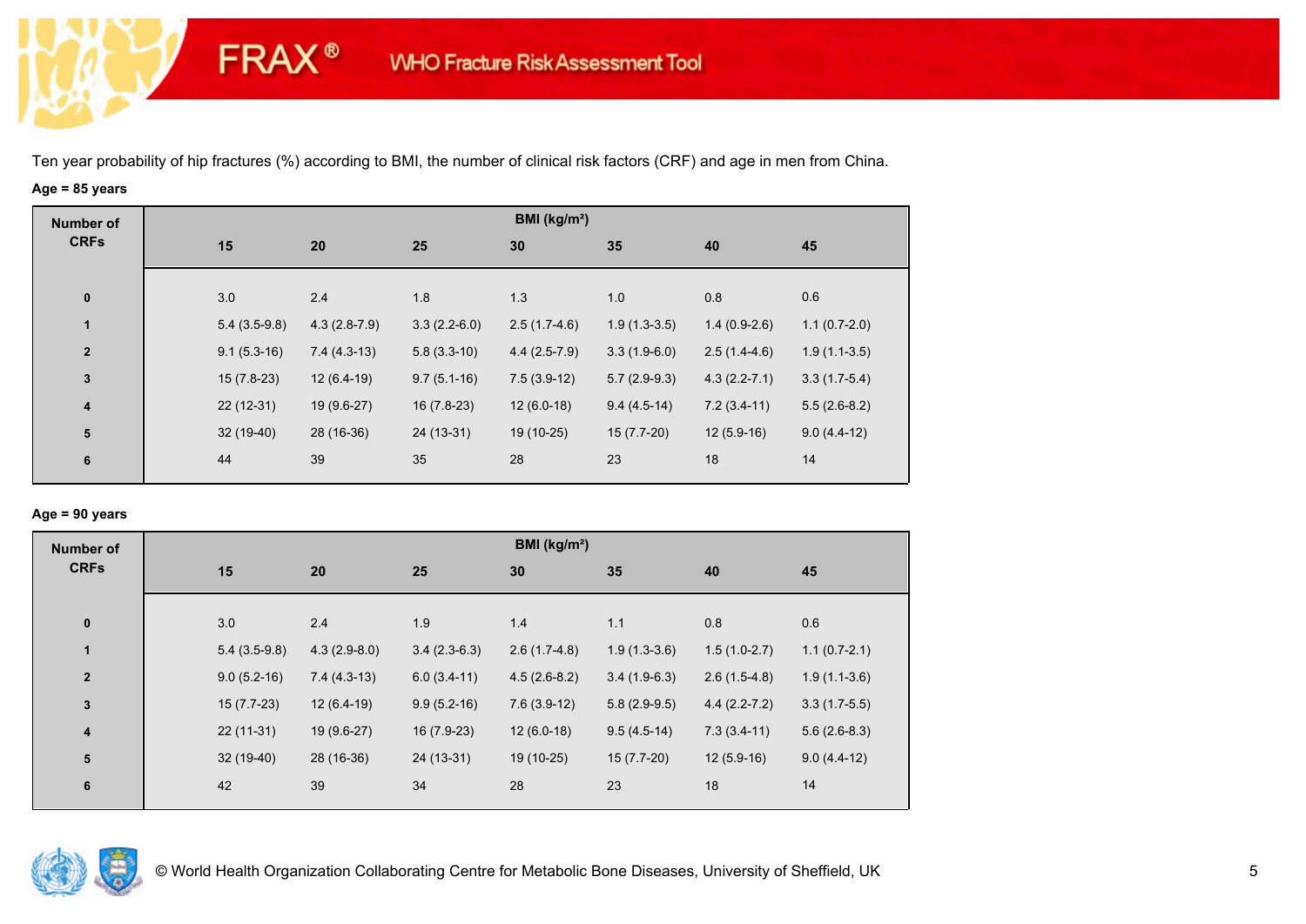FRAX® WHO Fracture Risk Assessment Tool

Ten year probability of hip fractures (%) according to BMI, the number of clinical risk factors (CRF) and age in men from China.

**Age = 85 years**

| Number of CRFs | BMI (kg/m²) | | | | | | |
|---|---|---|---|---|---|---|---|
| | 15 | 20 | 25 | 30 | 35 | 40 | 45 |
| 0 | 3.0 | 2.4 | 1.8 | 1.3 | 1.0 | 0.8 | 0.6 |
| 1 | 5.4 (3.5-9.8) | 4.3 (2.8-7.9) | 3.3 (2.2-6.0) | 2.5 (1.7-4.6) | 1.9 (1.3-3.5) | 1.4 (0.9-2.6) | 1.1 (0.7-2.0) |
| 2 | 9.1 (5.3-16) | 7.4 (4.3-13) | 5.8 (3.3-10) | 4.4 (2.5-7.9) | 3.3 (1.9-6.0) | 2.5 (1.4-4.6) | 1.9 (1.1-3.5) |
| 3 | 15 (7.8-23) | 12 (6.4-19) | 9.7 (5.1-16) | 7.5 (3.9-12) | 5.7 (2.9-9.3) | 4.3 (2.2-7.1) | 3.3 (1.7-5.4) |
| 4 | 22 (12-31) | 19 (9.6-27) | 16 (7.8-23) | 12 (6.0-18) | 9.4 (4.5-14) | 7.2 (3.4-11) | 5.5 (2.6-8.2) |
| 5 | 32 (19-40) | 28 (16-36) | 24 (13-31) | 19 (10-25) | 15 (7.7-20) | 12 (5.9-16) | 9.0 (4.4-12) |
| 6 | 44 | 39 | 35 | 28 | 23 | 18 | 14 |

**Age = 90 years**

| Number of CRFs | BMI (kg/m²) | | | | | | |
|---|---|---|---|---|---|---|---|
| | 15 | 20 | 25 | 30 | 35 | 40 | 45 |
| 0 | 3.0 | 2.4 | 1.9 | 1.4 | 1.1 | 0.8 | 0.6 |
| 1 | 5.4 (3.5-9.8) | 4.3 (2.9-8.0) | 3.4 (2.3-6.3) | 2.6 (1.7-4.8) | 1.9 (1.3-3.6) | 1.5 (1.0-2.7) | 1.1 (0.7-2.1) |
| 2 | 9.0 (5.2-16) | 7.4 (4.3-13) | 6.0 (3.4-11) | 4.5 (2.6-8.2) | 3.4 (1.9-6.3) | 2.6 (1.5-4.8) | 1.9 (1.1-3.6) |
| 3 | 15 (7.7-23) | 12 (6.4-19) | 9.9 (5.2-16) | 7.6 (3.9-12) | 5.8 (2.9-9.5) | 4.4 (2.2-7.2) | 3.3 (1.7-5.5) |
| 4 | 22 (11-31) | 19 (9.6-27) | 16 (7.9-23) | 12 (6.0-18) | 9.5 (4.5-14) | 7.3 (3.4-11) | 5.6 (2.6-8.3) |
| 5 | 32 (19-40) | 28 (16-36) | 24 (13-31) | 19 (10-25) | 15 (7.7-20) | 12 (5.9-16) | 9.0 (4.4-12) |
| 6 | 42 | 39 | 34 | 28 | 23 | 18 | 14 |

© World Health Organization Collaborating Centre for Metabolic Bone Diseases, University of Sheffield, UK